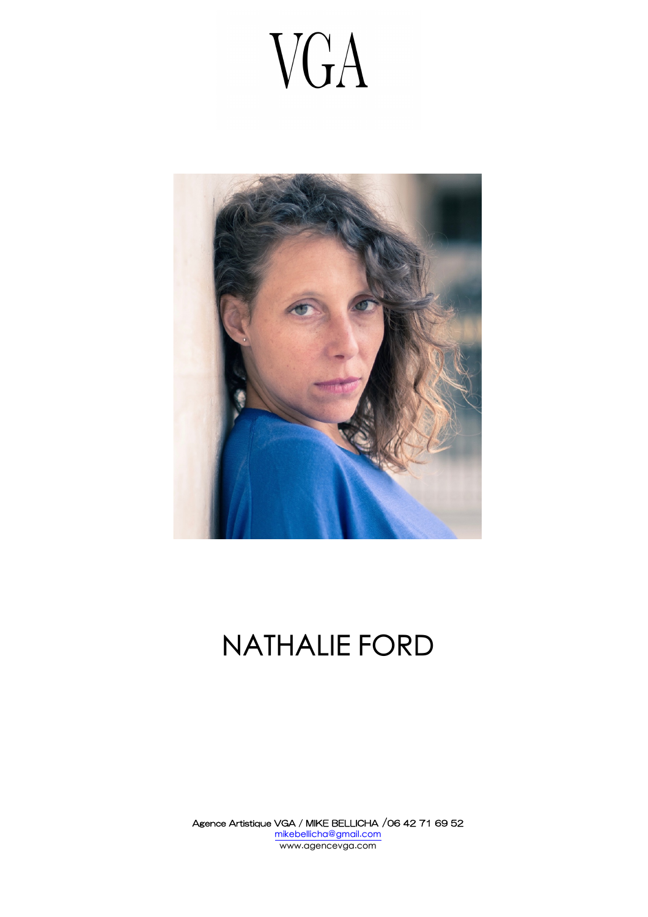# VGA

# NATHALIE FORD

Agence Artistique VGA / MIKE BELLICHA /06 42 71 69 52
mikebellicha@gmail.com
www.agencevga.com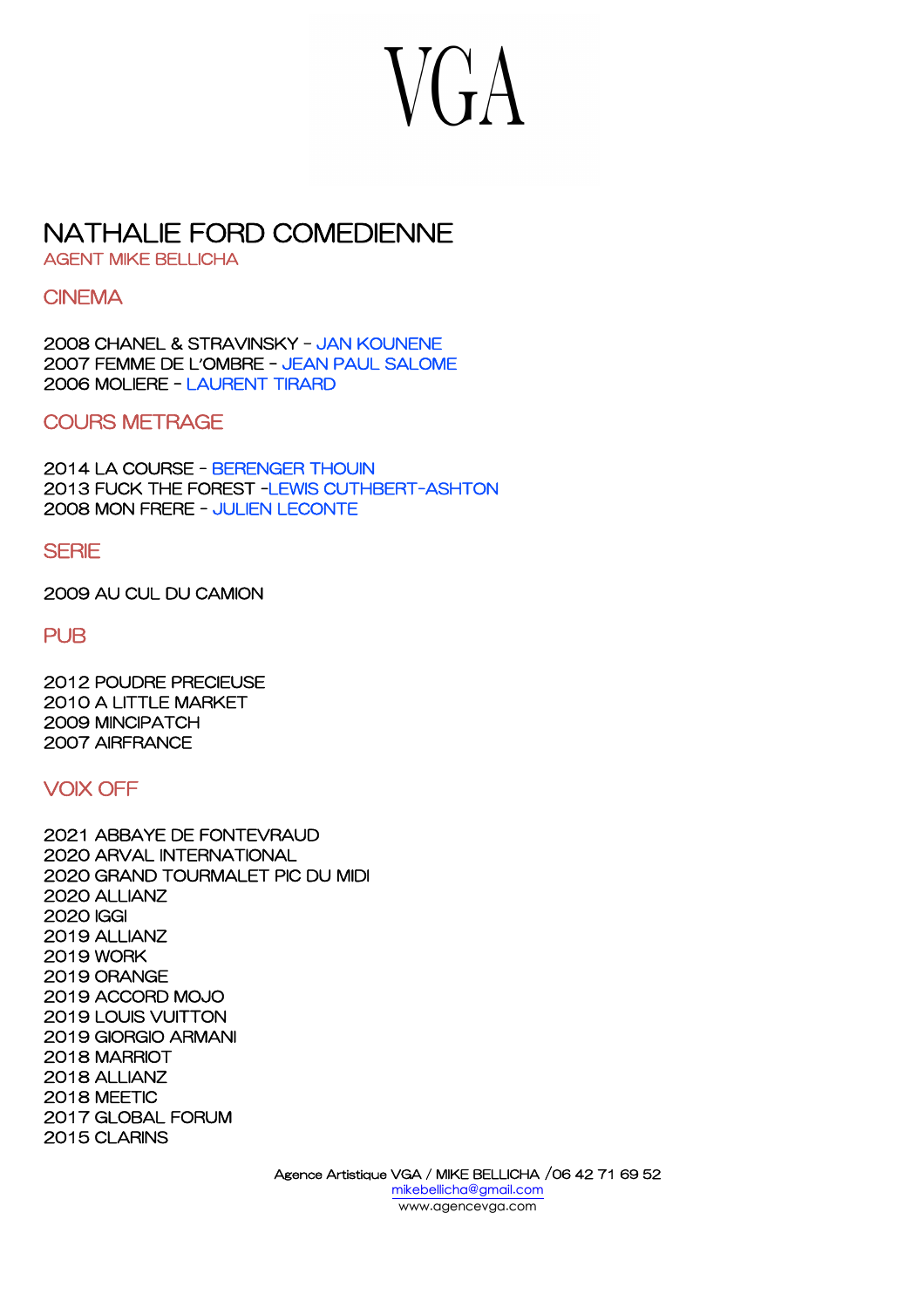# VGA

## NATHALIE FORD COMEDIENNE

AGENT MIKE BELLICHA

### CINEMA

2008 CHANEL & STRAVINSKY - JAN KOUNENE
2007 FEMME DE L'OMBRE - JEAN PAUL SALOME
2006 MOLIERE - LAURENT TIRARD

### COURS METRAGE

2014 LA COURSE - BERENGER THOUIN
2013 FUCK THE FOREST -LEWIS CUTHBERT-ASHTON
2008 MON FRERE - JULIEN LECONTE

### SERIE

2009 AU CUL DU CAMION

### PUB

2012 POUDRE PRECIEUSE
2010 A LITTLE MARKET
2009 MINCIPATCH
2007 AIRFRANCE

### VOIX OFF

2021 ABBAYE DE FONTEVRAUD
2020 ARVAL INTERNATIONAL
2020 GRAND TOURMALET PIC DU MIDI
2020 ALLIANZ
2020 IGGI
2019 ALLIANZ
2019 WORK
2019 ORANGE
2019 ACCORD MOJO
2019 LOUIS VUITTON
2019 GIORGIO ARMANI
2018 MARRIOT
2018 ALLIANZ
2018 MEETIC
2017 GLOBAL FORUM
2015 CLARINS

Agence Artistique VGA / MIKE BELLICHA /06 42 71 69 52
mikebellicha@gmail.com
www.agencevga.com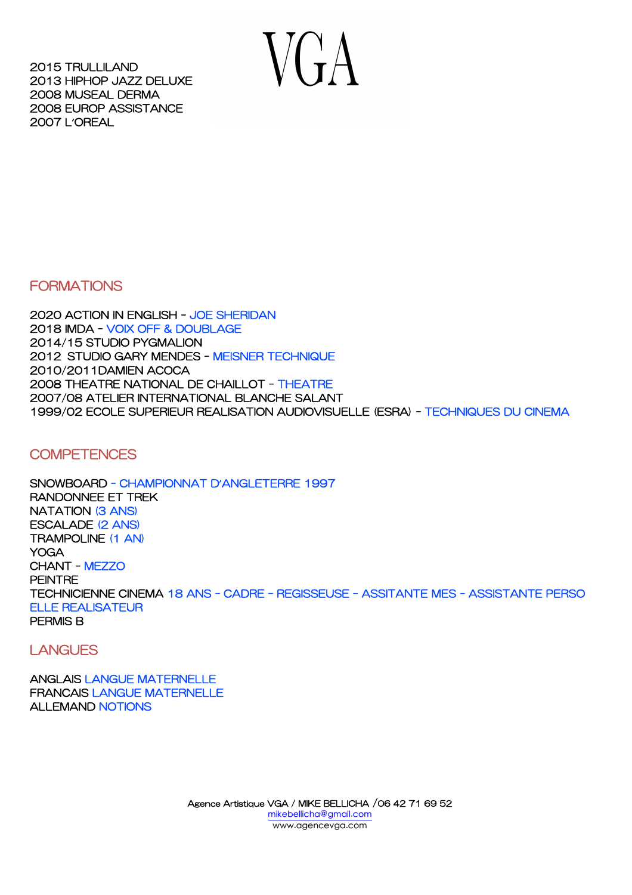2015 TRULLILAND
2013 HIPHOP JAZZ DELUXE
2008 MUSEAL DERMA
2008 EUROP ASSISTANCE
2007 L'OREAL

# VGA

## FORMATIONS

2020 ACTION IN ENGLISH - JOE SHERIDAN
2018 IMDA - VOIX OFF & DOUBLAGE
2014/15 STUDIO PYGMALION
2012 STUDIO GARY MENDES - MEISNER TECHNIQUE
2010/2011DAMIEN ACOCA
2008 THEATRE NATIONAL DE CHAILLOT - THEATRE
2007/08 ATELIER INTERNATIONAL BLANCHE SALANT
1999/02 ECOLE SUPERIEUR REALISATION AUDIOVISUELLE (ESRA) - TECHNIQUES DU CINEMA

## COMPETENCES

SNOWBOARD - CHAMPIONNAT D'ANGLETERRE 1997
RANDONNEE ET TREK
NATATION (3 ANS)
ESCALADE (2 ANS)
TRAMPOLINE (1 AN)
YOGA
CHANT - MEZZO
PEINTRE
TECHNICIENNE CINEMA 18 ANS - CADRE - REGISSEUSE - ASSITANTE MES - ASSISTANTE PERSO ELLE REALISATEUR
PERMIS B

## LANGUES

ANGLAIS LANGUE MATERNELLE
FRANCAIS LANGUE MATERNELLE
ALLEMAND NOTIONS

Agence Artistique VGA / MIKE BELLICHA /06 42 71 69 52
mikebellicha@gmail.com
www.agencevga.com